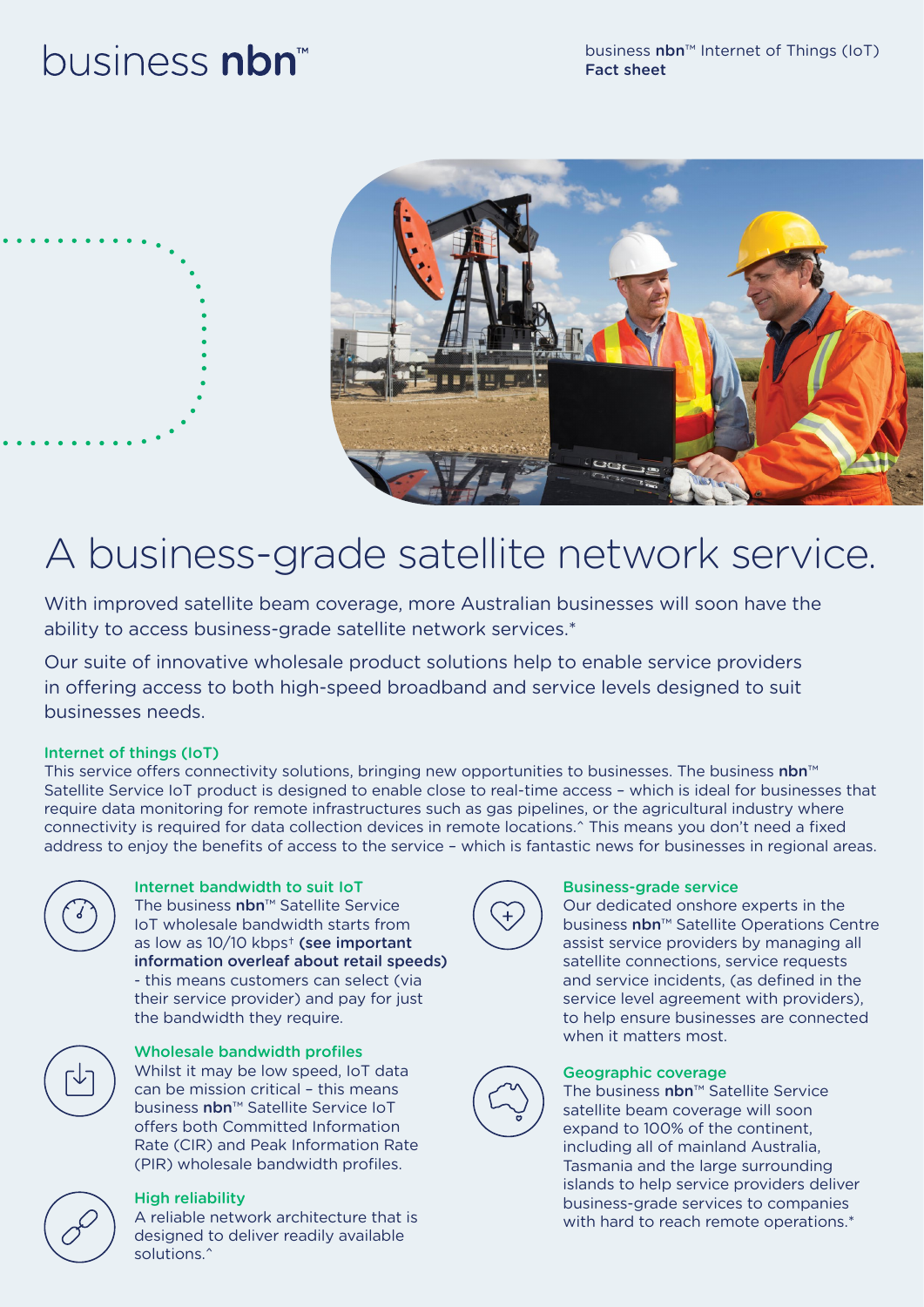business **nbn**™

business **nbn**™ Internet of Things (IoT)
**Fact sheet**

# A business-grade satellite network service.

With improved satellite beam coverage, more Australian businesses will soon have the ability to access business-grade satellite network services.*

Our suite of innovative wholesale product solutions help to enable service providers in offering access to both high-speed broadband and service levels designed to suit businesses needs.

### Internet of things (IoT)

This service offers connectivity solutions, bringing new opportunities to businesses. The business **nbn**™ Satellite Service IoT product is designed to enable close to real-time access – which is ideal for businesses that require data monitoring for remote infrastructures such as gas pipelines, or the agricultural industry where connectivity is required for data collection devices in remote locations.^ This means you don't need a fixed address to enjoy the benefits of access to the service – which is fantastic news for businesses in regional areas.

### Internet bandwidth to suit IoT

The business **nbn**™ Satellite Service IoT wholesale bandwidth starts from as low as 10/10 kbps† **(see important information overleaf about retail speeds)** - this means customers can select (via their service provider) and pay for just the bandwidth they require.

### Wholesale bandwidth profiles

Whilst it may be low speed, IoT data can be mission critical – this means business **nbn**™ Satellite Service IoT offers both Committed Information Rate (CIR) and Peak Information Rate (PIR) wholesale bandwidth profiles.

### High reliability

A reliable network architecture that is designed to deliver readily available solutions.^

### Business-grade service

Our dedicated onshore experts in the business **nbn**™ Satellite Operations Centre assist service providers by managing all satellite connections, service requests and service incidents, (as defined in the service level agreement with providers), to help ensure businesses are connected when it matters most.

### Geographic coverage

The business **nbn**™ Satellite Service satellite beam coverage will soon expand to 100% of the continent, including all of mainland Australia, Tasmania and the large surrounding islands to help service providers deliver business-grade services to companies with hard to reach remote operations.*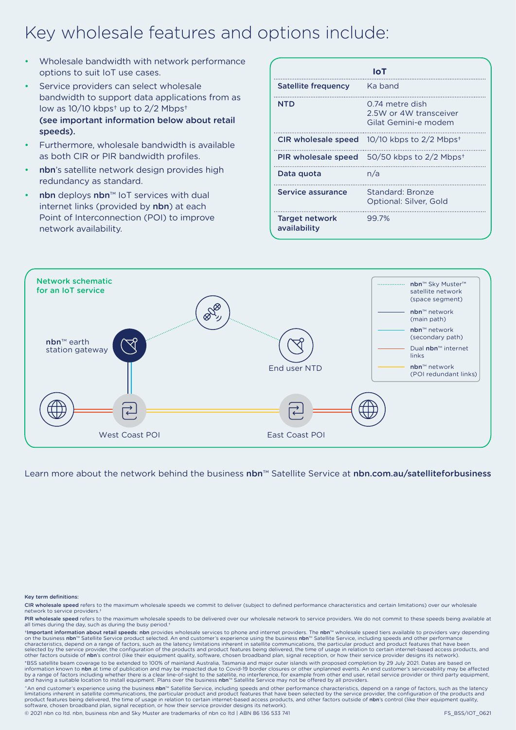# Key wholesale features and options include:

- Wholesale bandwidth with network performance options to suit IoT use cases.
- Service providers can select wholesale bandwidth to support data applications from as low as 10/10 kbps† up to 2/2 Mbps† **(see important information below about retail speeds).**
- Furthermore, wholesale bandwidth is available as both CIR or PIR bandwidth profiles.
- **nbn**'s satellite network design provides high redundancy as standard.
- **nbn** deploys **nbn**™ IoT services with dual internet links (provided by **nbn**) at each Point of Interconnection (POI) to improve network availability.

| | IoT |
|---|---|
| **Satellite frequency** | Ka band |
| **NTD** | 0.74 metre dish<br>2.5W or 4W transceiver<br>Gilat Gemini-e modem |
| **CIR wholesale speed** | 10/10 kbps to 2/2 Mbps† |
| **PIR wholesale speed** | 50/50 kbps to 2/2 Mbps† |
| **Data quota** | n/a |
| **Service assurance** | Standard: Bronze<br>Optional: Silver, Gold |
| **Target network availability** | 99.7% |

**Network schematic for an IoT service**

nbn™ earth station gateway

End user NTD

West Coast POI

East Coast POI

nbn™ Sky Muster™ satellite network (space segment)

nbn™ network (main path)

nbn™ network (secondary path)

Dual nbn™ internet links

nbn™ network (POI redundant links)

Learn more about the network behind the business **nbn**™ Satellite Service at **nbn.com.au/satelliteforbusiness**

**Key term definitions:**

**CIR wholesale speed** refers to the maximum wholesale speeds we commit to deliver (subject to defined performance characteristics and certain limitations) over our wholesale network to service providers.†

**PIR wholesale speed** refers to the maximum wholesale speeds to be delivered over our wholesale network to service providers. We do not commit to these speeds being available at all times during the day, such as during the busy period.†

†**Important information about retail speeds**: **nbn** provides wholesale services to phone and internet providers. The **nbn**™ wholesale speed tiers available to providers vary depending on the business **nbn**™ Satellite Service product selected. An end customer's experience using the business **nbn**™ Satellite Service, including speeds and other performance characteristics, depend on a range of factors, such as the latency limitations inherent in satellite communications, the particular product and product features that have been selected by the service provider, the configuration of the products and product features being delivered, the time of usage in relation to certain internet-based access products, and other factors outside of **nbn**'s control (like their equipment quality, software, chosen broadband plan, signal reception, or how their service provider designs its network).

*BSS satellite beam coverage to be extended to 100% of mainland Australia, Tasmania and major outer islands with proposed completion by 29 July 2021. Dates are based on information known to **nbn** at time of publication and may be impacted due to Covid-19 border closures or other unplanned events. An end customer's serviceability may be affected by a range of factors including whether there is a clear line-of-sight to the satellite, no interference, for example from other end user, retail service provider or third party equipment, and having a suitable location to install equipment. Plans over the business **nbn**™ Satellite Service may not be offered by all providers.

^An end customer's experience using the business **nbn**™ Satellite Service, including speeds and other performance characteristics, depend on a range of factors, such as the latency limitations inherent in satellite communications, the particular product and product features that have been selected by the service provider, the configuration of the products and product features being delivered, the time of usage in relation to certain internet-based access products, and other factors outside of **nbn**'s control (like their equipment quality, software, chosen broadband plan, signal reception, or how their service provider designs its network).

© 2021 nbn co ltd. nbn, business nbn and Sky Muster are trademarks of nbn co ltd | ABN 86 136 533 741

FS_BSS/IOT_0621